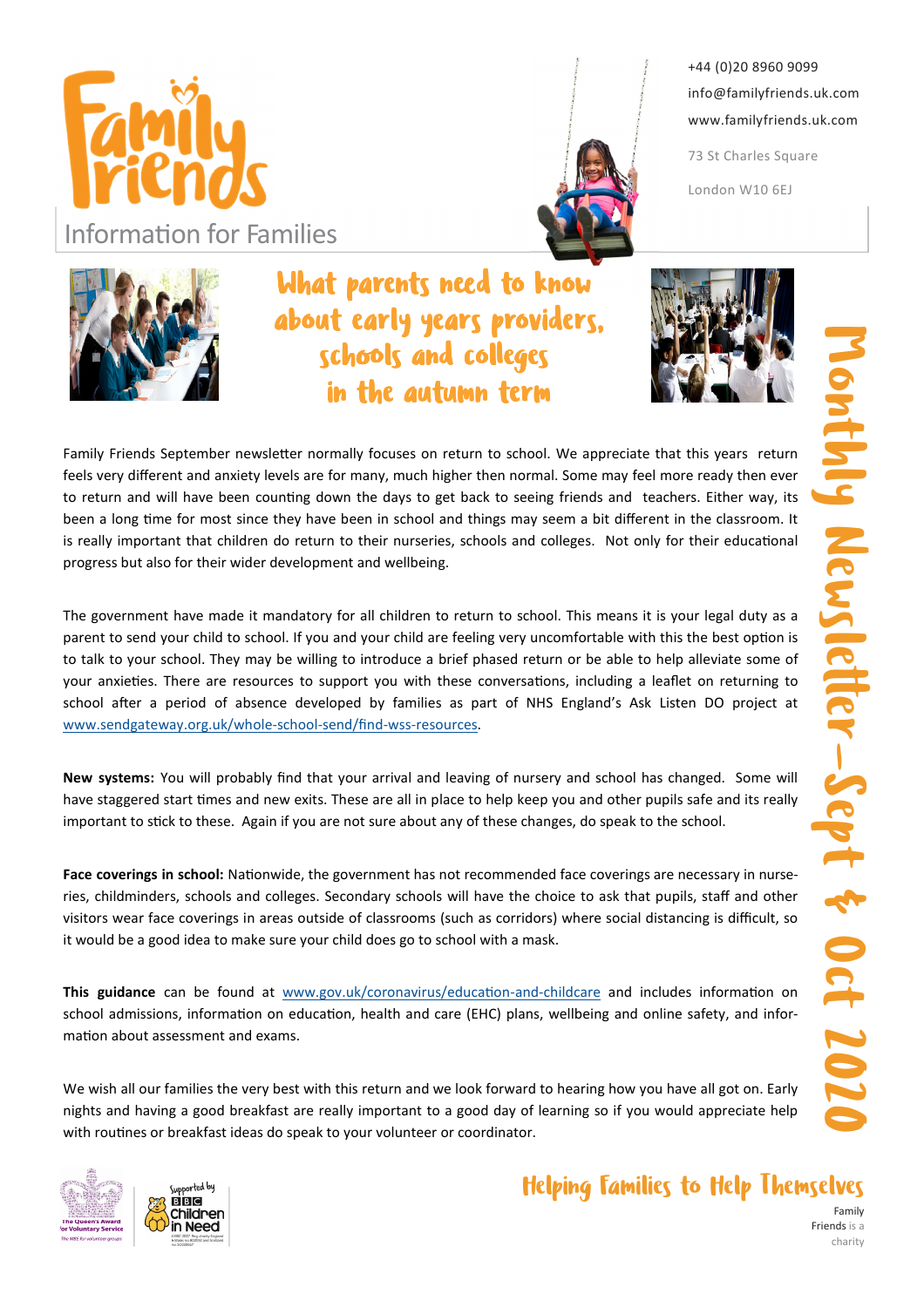# Family Friends

## Information for Families

+44 (0)20 8960 9099
info@familyfriends.uk.com
www.familyfriends.uk.com

73 St Charles Square
London W10 6EJ

# What parents need to know about early years providers, schools and colleges in the autumn term

**Monthly Newsletter—Sept & Oct 2020**

Family Friends September newsletter normally focuses on return to school. We appreciate that this years return feels very different and anxiety levels are for many, much higher then normal. Some may feel more ready then ever to return and will have been counting down the days to get back to seeing friends and teachers. Either way, its been a long time for most since they have been in school and things may seem a bit different in the classroom. It is really important that children do return to their nurseries, schools and colleges. Not only for their educational progress but also for their wider development and wellbeing.

The government have made it mandatory for all children to return to school. This means it is your legal duty as a parent to send your child to school. If you and your child are feeling very uncomfortable with this the best option is to talk to your school. They may be willing to introduce a brief phased return or be able to help alleviate some of your anxieties. There are resources to support you with these conversations, including a leaflet on returning to school after a period of absence developed by families as part of NHS England's Ask Listen DO project at www.sendgateway.org.uk/whole-school-send/find-wss-resources.

**New systems:** You will probably find that your arrival and leaving of nursery and school has changed. Some will have staggered start times and new exits. These are all in place to help keep you and other pupils safe and its really important to stick to these. Again if you are not sure about any of these changes, do speak to the school.

**Face coverings in school:** Nationwide, the government has not recommended face coverings are necessary in nurseries, childminders, schools and colleges. Secondary schools will have the choice to ask that pupils, staff and other visitors wear face coverings in areas outside of classrooms (such as corridors) where social distancing is difficult, so it would be a good idea to make sure your child does go to school with a mask.

**This guidance** can be found at www.gov.uk/coronavirus/education-and-childcare and includes information on school admissions, information on education, health and care (EHC) plans, wellbeing and online safety, and information about assessment and exams.

We wish all our families the very best with this return and we look forward to hearing how you have all got on. Early nights and having a good breakfast are really important to a good day of learning so if you would appreciate help with routines or breakfast ideas do speak to your volunteer or coordinator.

The Queen's Award for Voluntary Service

Supported by BBC Children in Need

**Helping Families to Help Themselves**

Family Friends is a charity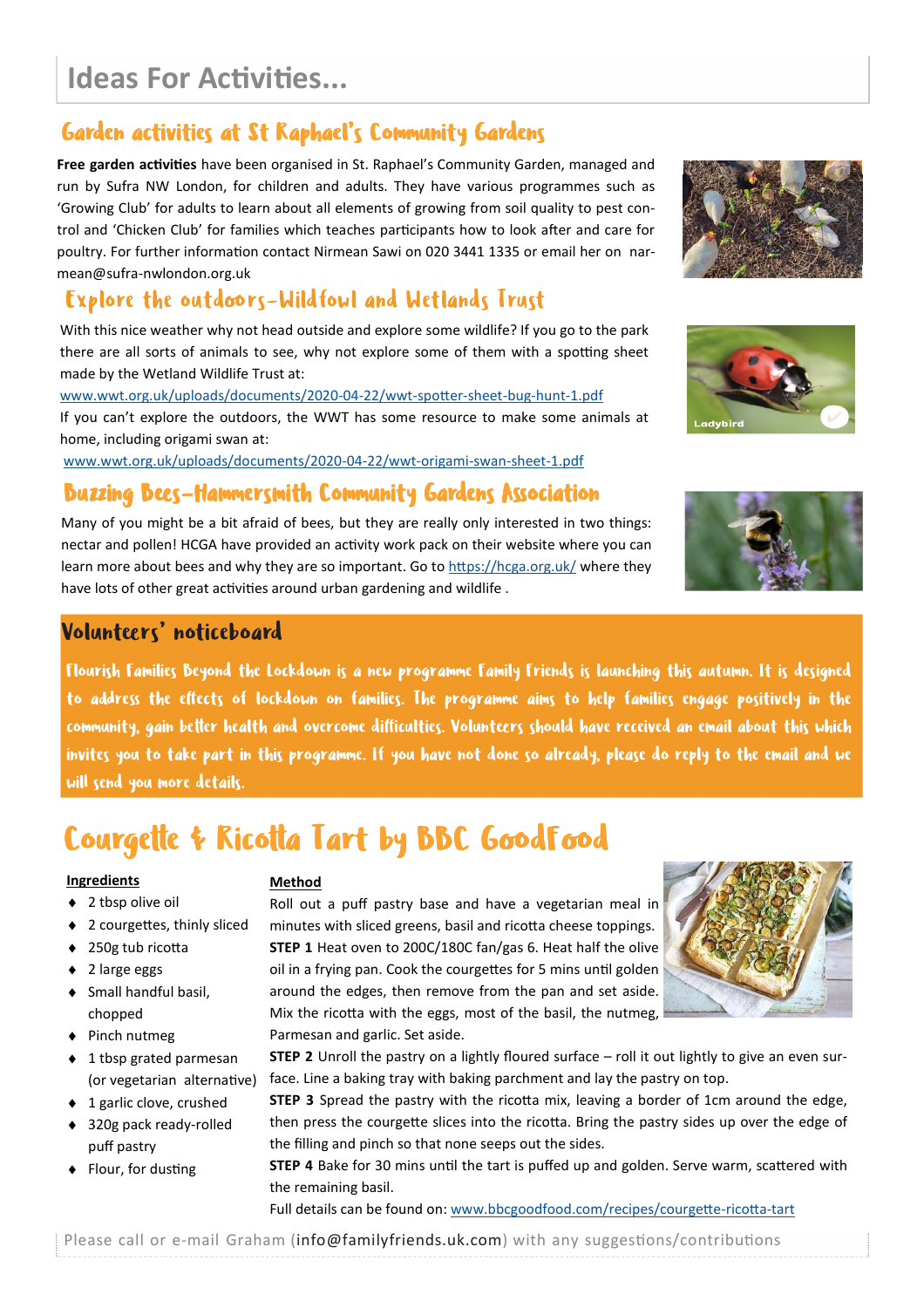# Ideas For Activities...

## Garden activities at St Raphael's Community Gardens

**Free garden activities** have been organised in St. Raphael's Community Garden, managed and run by Sufra NW London, for children and adults. They have various programmes such as 'Growing Club' for adults to learn about all elements of growing from soil quality to pest control and 'Chicken Club' for families which teaches participants how to look after and care for poultry. For further information contact Nirmean Sawi on 020 3441 1335 or email her on narmean@sufra-nwlondon.org.uk

## Explore the outdoors–Wildfowl and Wetlands Trust

With this nice weather why not head outside and explore some wildlife? If you go to the park there are all sorts of animals to see, why not explore some of them with a spotting sheet made by the Wetland Wildlife Trust at:

www.wwt.org.uk/uploads/documents/2020-04-22/wwt-spotter-sheet-bug-hunt-1.pdf

If you can't explore the outdoors, the WWT has some resource to make some animals at home, including origami swan at:

www.wwt.org.uk/uploads/documents/2020-04-22/wwt-origami-swan-sheet-1.pdf

Ladybird

## Buzzing Bees–Hammersmith Community Gardens Association

Many of you might be a bit afraid of bees, but they are really only interested in two things: nectar and pollen! HCGA have provided an activity work pack on their website where you can learn more about bees and why they are so important. Go to https://hcga.org.uk/ where they have lots of other great activities around urban gardening and wildlife .

## Volunteers' noticeboard

Flourish Families Beyond the Lockdown is a new programme Family Friends is launching this autumn. It is designed to address the effects of lockdown on families. The programme aims to help families engage positively in the community, gain better health and overcome difficulties. Volunteers should have received an email about this which invites you to take part in this programme. If you have not done so already, please do reply to the email and we will send you more details.

# Courgette & Ricotta Tart by BBC GoodFood

**Ingredients**

- 2 tbsp olive oil
- 2 courgettes, thinly sliced
- 250g tub ricotta
- 2 large eggs
- Small handful basil, chopped
- Pinch nutmeg
- 1 tbsp grated parmesan (or vegetarian alternative)
- 1 garlic clove, crushed
- 320g pack ready-rolled puff pastry
- Flour, for dusting

**Method**

Roll out a puff pastry base and have a vegetarian meal in minutes with sliced greens, basil and ricotta cheese toppings.

**STEP 1** Heat oven to 200C/180C fan/gas 6. Heat half the olive oil in a frying pan. Cook the courgettes for 5 mins until golden around the edges, then remove from the pan and set aside. Mix the ricotta with the eggs, most of the basil, the nutmeg, Parmesan and garlic. Set aside.

**STEP 2** Unroll the pastry on a lightly floured surface – roll it out lightly to give an even surface. Line a baking tray with baking parchment and lay the pastry on top.

**STEP 3** Spread the pastry with the ricotta mix, leaving a border of 1cm around the edge, then press the courgette slices into the ricotta. Bring the pastry sides up over the edge of the filling and pinch so that none seeps out the sides.

**STEP 4** Bake for 30 mins until the tart is puffed up and golden. Serve warm, scattered with the remaining basil.

Full details can be found on: www.bbcgoodfood.com/recipes/courgette-ricotta-tart

Please call or e-mail Graham (info@familyfriends.uk.com) with any suggestions/contributions